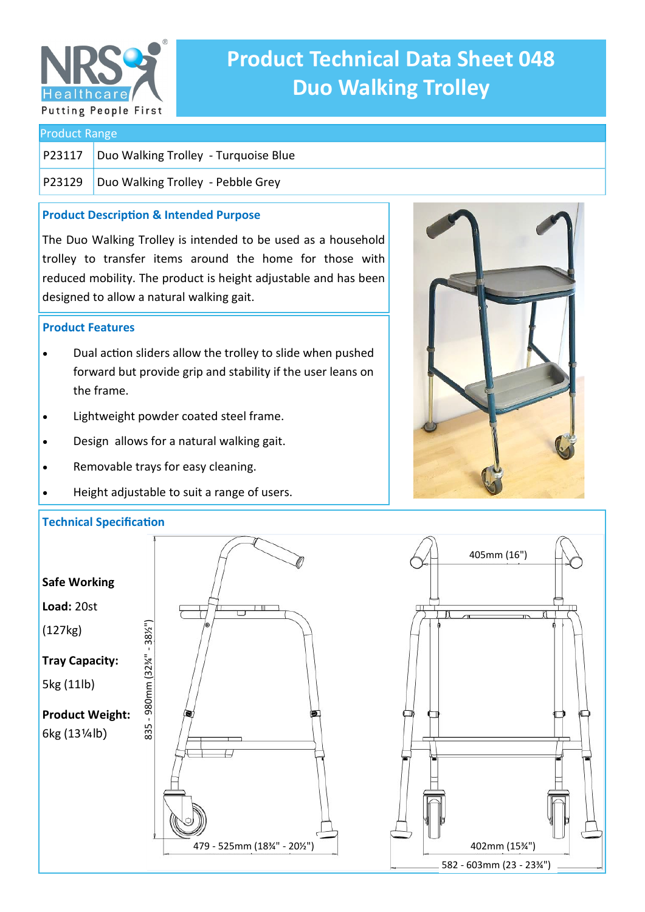# Product Technical Data Sheet 048
# Duo Walking Trolley

NRS Healthcare
Putting People First

## Product Range

| | |
|---|---|
| P23117 | Duo Walking Trolley - Turquoise Blue |
| P23129 | Duo Walking Trolley - Pebble Grey |

## Product Description & Intended Purpose

The Duo Walking Trolley is intended to be used as a household trolley to transfer items around the home for those with reduced mobility. The product is height adjustable and has been designed to allow a natural walking gait.

## Product Features

- Dual action sliders allow the trolley to slide when pushed forward but provide grip and stability if the user leans on the frame.
- Lightweight powder coated steel frame.
- Design allows for a natural walking gait.
- Removable trays for easy cleaning.
- Height adjustable to suit a range of users.

## Technical Specification

**Safe Working Load:** 20st (127kg)

**Tray Capacity:** 5kg (11lb)

**Product Weight:** 6kg (13¼lb)

835 - 980mm (32¾" - 38½")

479 - 525mm (18¾" - 20½")

405mm (16")

402mm (15¾")

582 - 603mm (23 - 23¾")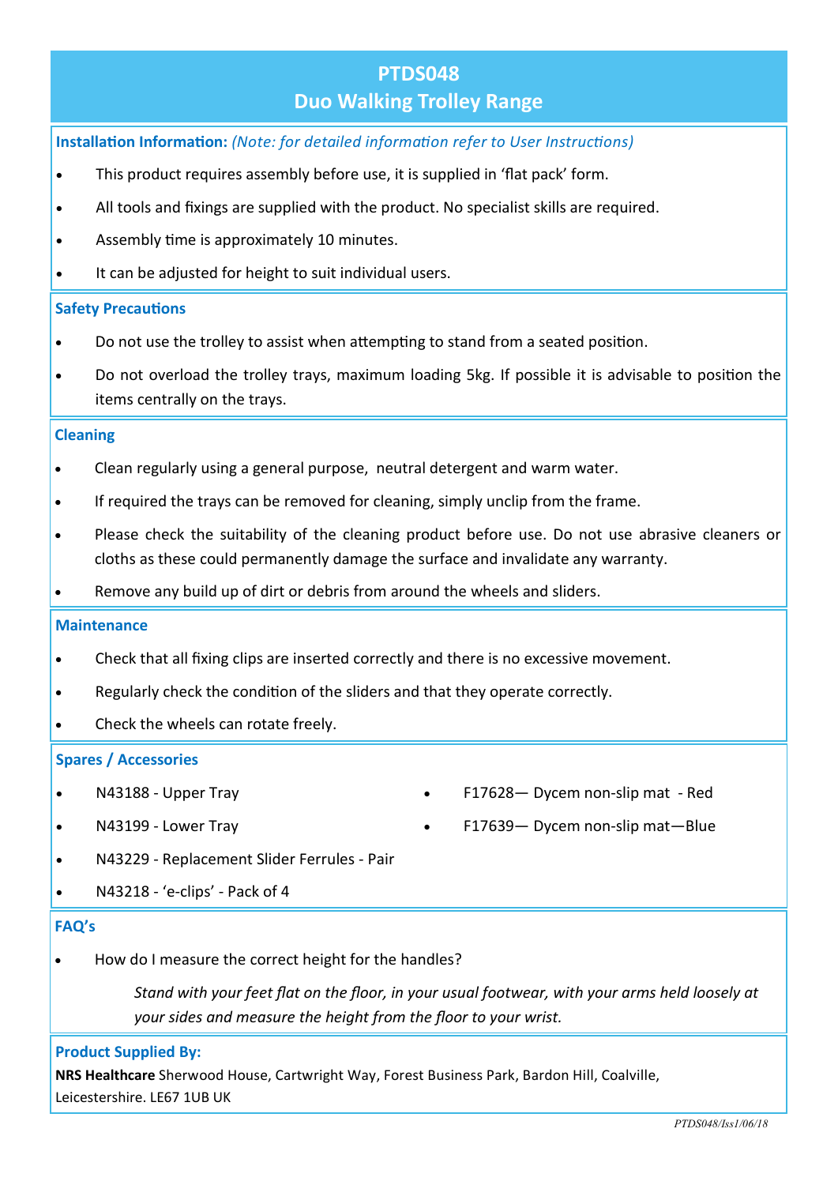# PTDS048
# Duo Walking Trolley Range

**Installation Information:** *(Note: for detailed information refer to User Instructions)*

- This product requires assembly before use, it is supplied in 'flat pack' form.
- All tools and fixings are supplied with the product. No specialist skills are required.
- Assembly time is approximately 10 minutes.
- It can be adjusted for height to suit individual users.

## Safety Precautions

- Do not use the trolley to assist when attempting to stand from a seated position.
- Do not overload the trolley trays, maximum loading 5kg. If possible it is advisable to position the items centrally on the trays.

## Cleaning

- Clean regularly using a general purpose, neutral detergent and warm water.
- If required the trays can be removed for cleaning, simply unclip from the frame.
- Please check the suitability of the cleaning product before use. Do not use abrasive cleaners or cloths as these could permanently damage the surface and invalidate any warranty.
- Remove any build up of dirt or debris from around the wheels and sliders.

## Maintenance

- Check that all fixing clips are inserted correctly and there is no excessive movement.
- Regularly check the condition of the sliders and that they operate correctly.
- Check the wheels can rotate freely.

## Spares / Accessories

- N43188 - Upper Tray
- N43199 - Lower Tray
- N43229 - Replacement Slider Ferrules - Pair
- N43218 - 'e-clips' - Pack of 4
- F17628— Dycem non-slip mat - Red
- F17639— Dycem non-slip mat—Blue

## FAQ's

- How do I measure the correct height for the handles?

  *Stand with your feet flat on the floor, in your usual footwear, with your arms held loosely at your sides and measure the height from the floor to your wrist.*

## Product Supplied By:

**NRS Healthcare** Sherwood House, Cartwright Way, Forest Business Park, Bardon Hill, Coalville, Leicestershire. LE67 1UB UK

PTDS048/Iss1/06/18